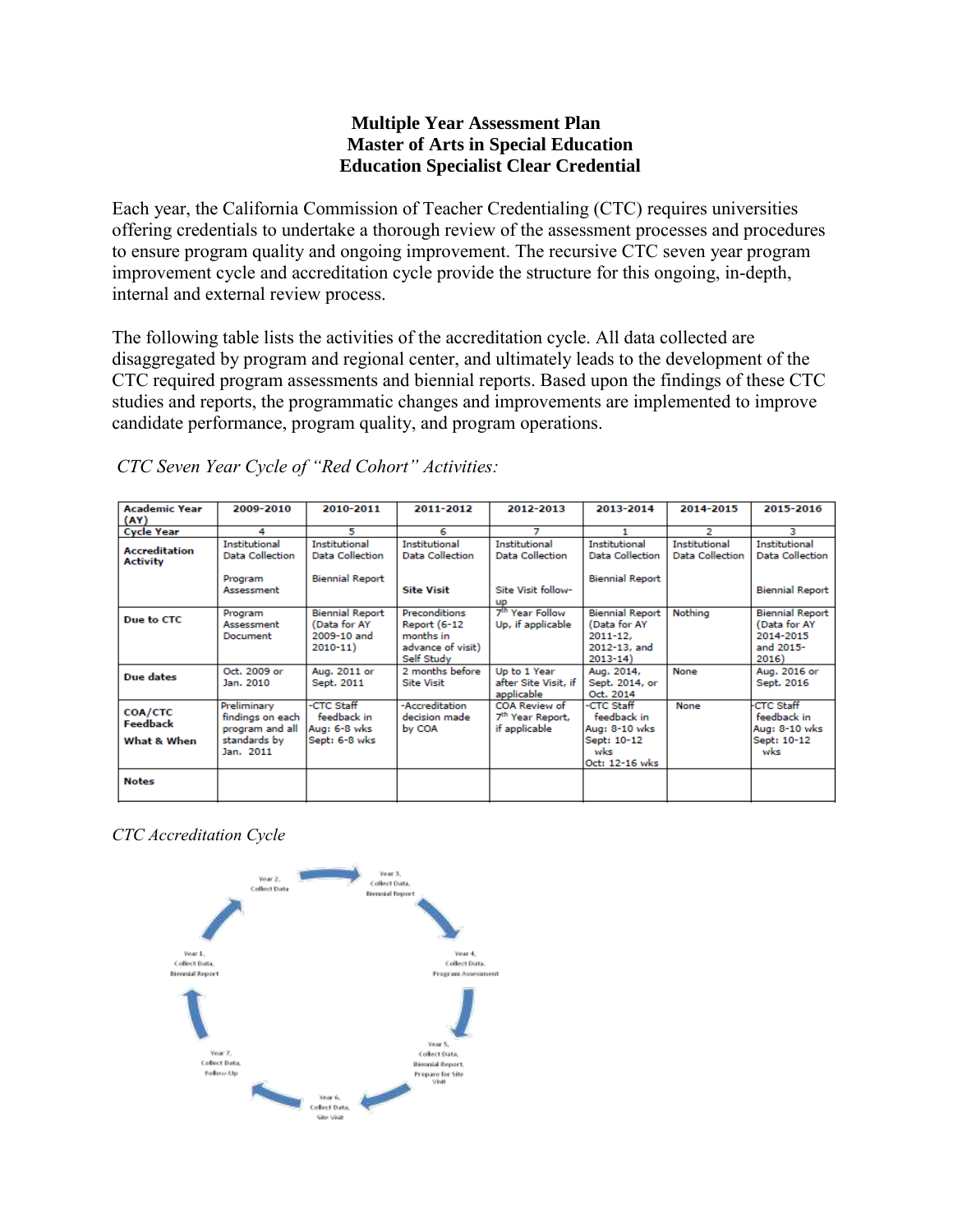**Multiple Year Assessment Plan**
**Master of Arts in Special Education**
**Education Specialist Clear Credential**

Each year, the California Commission of Teacher Credentialing (CTC) requires universities offering credentials to undertake a thorough review of the assessment processes and procedures to ensure program quality and ongoing improvement. The recursive CTC seven year program improvement cycle and accreditation cycle provide the structure for this ongoing, in-depth, internal and external review process.

The following table lists the activities of the accreditation cycle. All data collected are disaggregated by program and regional center, and ultimately leads to the development of the CTC required program assessments and biennial reports. Based upon the findings of these CTC studies and reports, the programmatic changes and improvements are implemented to improve candidate performance, program quality, and program operations.

*CTC Seven Year Cycle of "Red Cohort" Activities:*

| **Academic Year (AY)** | **2009-2010** | **2010-2011** | **2011-2012** | **2012-2013** | **2013-2014** | **2014-2015** | **2015-2016** |
|---|---|---|---|---|---|---|---|
| **Cycle Year** | 4 | 5 | 6 | 7 | 1 | 2 | 3 |
| **Accreditation Activity** | Institutional Data Collection<br><br>Program Assessment | Institutional Data Collection<br><br>Biennial Report | Institutional Data Collection<br><br>**Site Visit** | Institutional Data Collection<br><br>Site Visit follow-up | Institutional Data Collection<br><br>Biennial Report | Institutional Data Collection | Institutional Data Collection<br><br>Biennial Report |
| **Due to CTC** | Program Assessment Document | Biennial Report (Data for AY 2009-10 and 2010-11) | Preconditions Report (6-12 months in advance of visit) Self Study | 7th Year Follow Up, if applicable | Biennial Report (Data for AY 2011-12, 2012-13, and 2013-14) | Nothing | Biennial Report (Data for AY 2014-2015 and 2015-2016) |
| **Due dates** | Oct. 2009 or Jan. 2010 | Aug. 2011 or Sept. 2011 | 2 months before Site Visit | Up to 1 Year after Site Visit, if applicable | Aug. 2014, Sept. 2014, or Oct. 2014 | None | Aug. 2016 or Sept. 2016 |
| **COA/CTC Feedback**<br>**What & When** | Preliminary findings on each program and all standards by Jan. 2011 | -CTC Staff feedback in Aug: 6-8 wks Sept: 6-8 wks | -Accreditation decision made by COA | COA Review of 7th Year Report, if applicable | -CTC Staff feedback in Aug: 8-10 wks Sept: 10-12 wks Oct: 12-16 wks | None | -CTC Staff feedback in Aug: 8-10 wks Sept: 10-12 wks |
| **Notes** | | | | | | | |

*CTC Accreditation Cycle*

Year 1, Collect Data, Biennial Report → Year 2, Collect Data → Year 3, Collect Data, Biennial Report → Year 4, Collect Data, Program Assessment → Year 5, Collect Data, Biennial Report, Prepare for Site Visit → Year 6, Collect Data, Site Visit → Year 7, Collect Data, Follow-Up → Year 1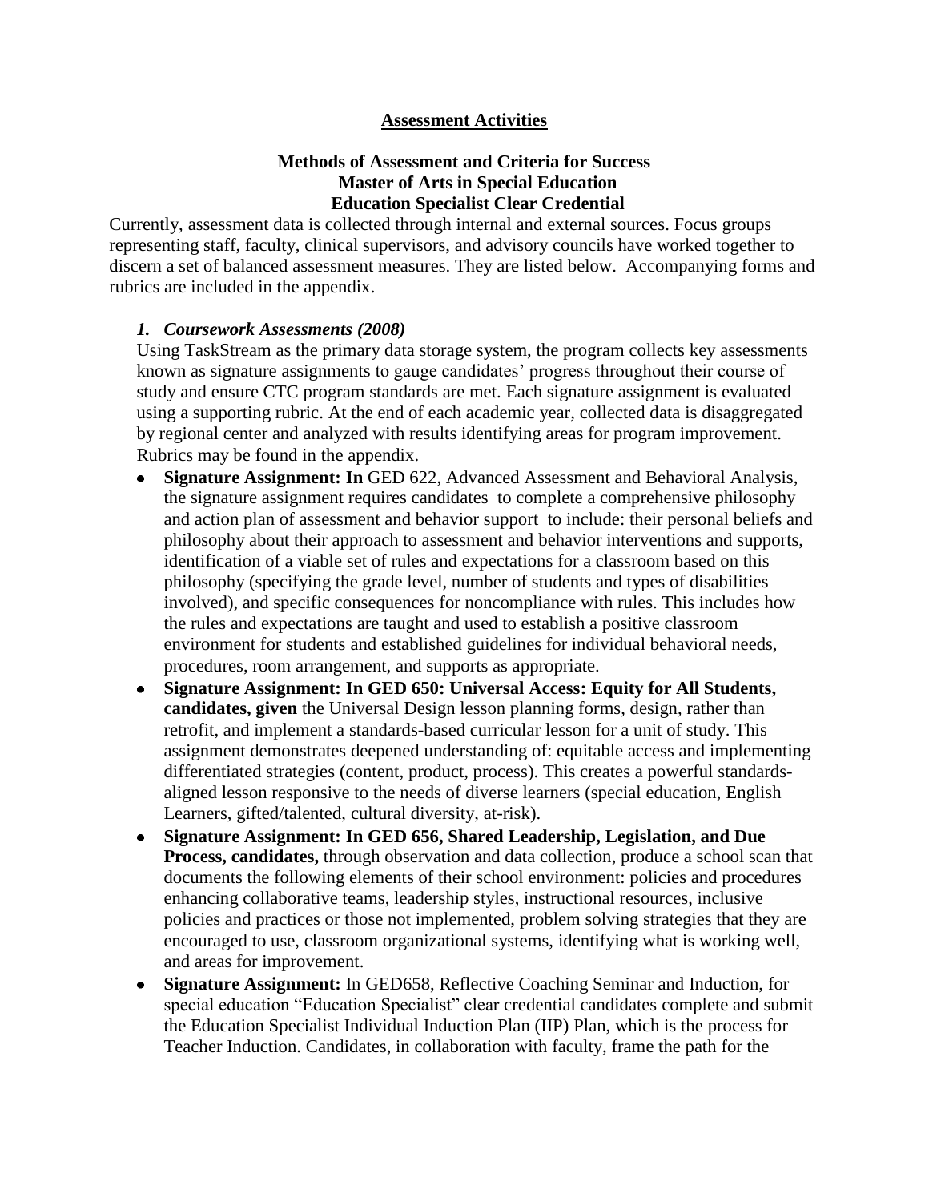**Assessment Activities**

**Methods of Assessment and Criteria for Success**
**Master of Arts in Special Education**
**Education Specialist Clear Credential**

Currently, assessment data is collected through internal and external sources. Focus groups representing staff, faculty, clinical supervisors, and advisory councils have worked together to discern a set of balanced assessment measures. They are listed below. Accompanying forms and rubrics are included in the appendix.

1. ***Coursework Assessments (2008)***

Using TaskStream as the primary data storage system, the program collects key assessments known as signature assignments to gauge candidates' progress throughout their course of study and ensure CTC program standards are met. Each signature assignment is evaluated using a supporting rubric. At the end of each academic year, collected data is disaggregated by regional center and analyzed with results identifying areas for program improvement. Rubrics may be found in the appendix.

- **Signature Assignment: In** GED 622, Advanced Assessment and Behavioral Analysis, the signature assignment requires candidates to complete a comprehensive philosophy and action plan of assessment and behavior support to include: their personal beliefs and philosophy about their approach to assessment and behavior interventions and supports, identification of a viable set of rules and expectations for a classroom based on this philosophy (specifying the grade level, number of students and types of disabilities involved), and specific consequences for noncompliance with rules. This includes how the rules and expectations are taught and used to establish a positive classroom environment for students and established guidelines for individual behavioral needs, procedures, room arrangement, and supports as appropriate.
- **Signature Assignment: In GED 650: Universal Access: Equity for All Students, candidates, given** the Universal Design lesson planning forms, design, rather than retrofit, and implement a standards-based curricular lesson for a unit of study. This assignment demonstrates deepened understanding of: equitable access and implementing differentiated strategies (content, product, process). This creates a powerful standards-aligned lesson responsive to the needs of diverse learners (special education, English Learners, gifted/talented, cultural diversity, at-risk).
- **Signature Assignment: In GED 656, Shared Leadership, Legislation, and Due Process, candidates,** through observation and data collection, produce a school scan that documents the following elements of their school environment: policies and procedures enhancing collaborative teams, leadership styles, instructional resources, inclusive policies and practices or those not implemented, problem solving strategies that they are encouraged to use, classroom organizational systems, identifying what is working well, and areas for improvement.
- **Signature Assignment:** In GED658, Reflective Coaching Seminar and Induction, for special education "Education Specialist" clear credential candidates complete and submit the Education Specialist Individual Induction Plan (IIP) Plan, which is the process for Teacher Induction. Candidates, in collaboration with faculty, frame the path for the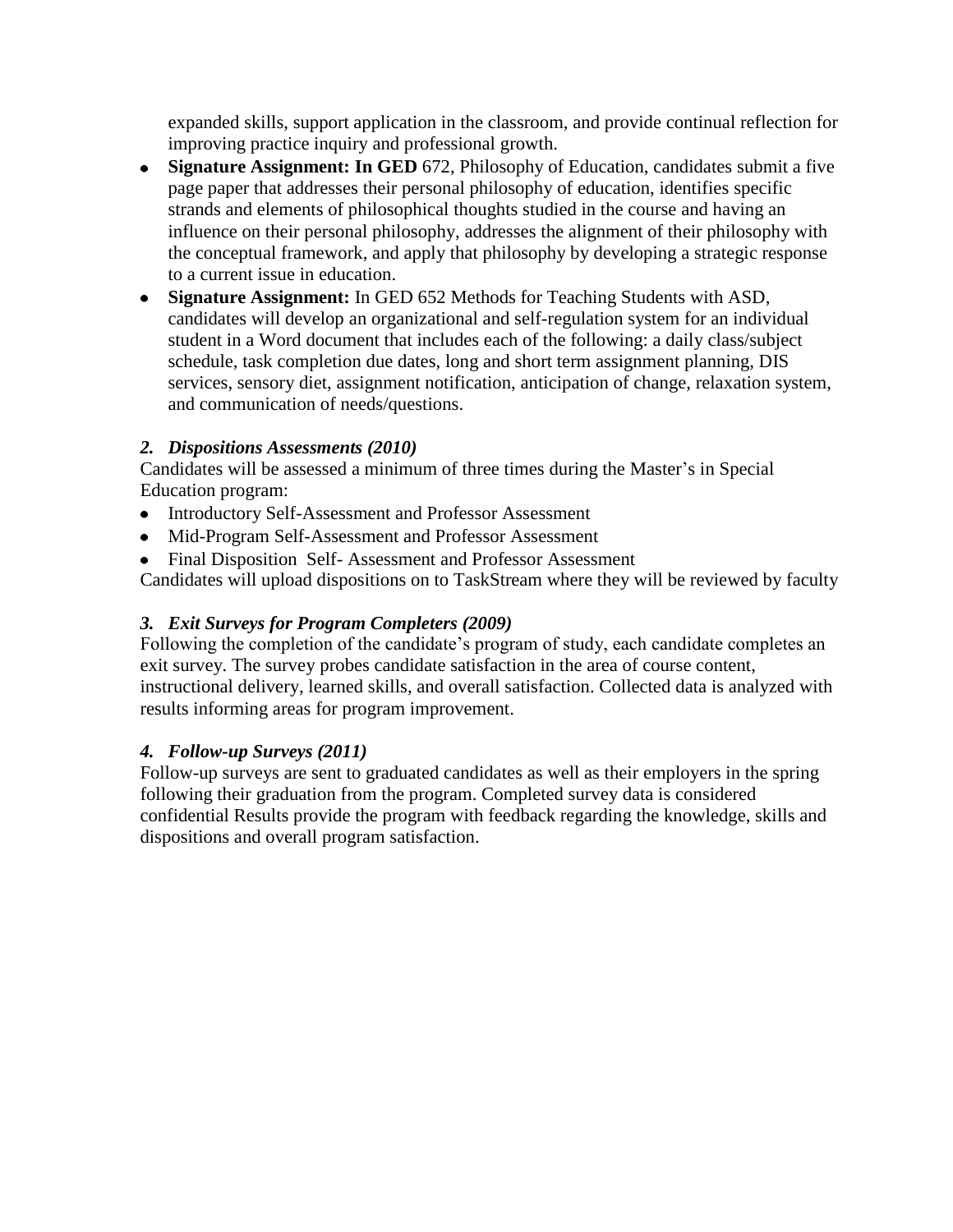expanded skills, support application in the classroom, and provide continual reflection for improving practice inquiry and professional growth.

- **Signature Assignment: In GED** 672, Philosophy of Education, candidates submit a five page paper that addresses their personal philosophy of education, identifies specific strands and elements of philosophical thoughts studied in the course and having an influence on their personal philosophy, addresses the alignment of their philosophy with the conceptual framework, and apply that philosophy by developing a strategic response to a current issue in education.
- **Signature Assignment:** In GED 652 Methods for Teaching Students with ASD, candidates will develop an organizational and self-regulation system for an individual student in a Word document that includes each of the following: a daily class/subject schedule, task completion due dates, long and short term assignment planning, DIS services, sensory diet, assignment notification, anticipation of change, relaxation system, and communication of needs/questions.

### *2. Dispositions Assessments (2010)*

Candidates will be assessed a minimum of three times during the Master's in Special Education program:

- Introductory Self-Assessment and Professor Assessment
- Mid-Program Self-Assessment and Professor Assessment
- Final Disposition Self- Assessment and Professor Assessment

Candidates will upload dispositions on to TaskStream where they will be reviewed by faculty

### *3. Exit Surveys for Program Completers (2009)*

Following the completion of the candidate's program of study, each candidate completes an exit survey. The survey probes candidate satisfaction in the area of course content, instructional delivery, learned skills, and overall satisfaction. Collected data is analyzed with results informing areas for program improvement.

### *4. Follow-up Surveys (2011)*

Follow-up surveys are sent to graduated candidates as well as their employers in the spring following their graduation from the program. Completed survey data is considered confidential Results provide the program with feedback regarding the knowledge, skills and dispositions and overall program satisfaction.